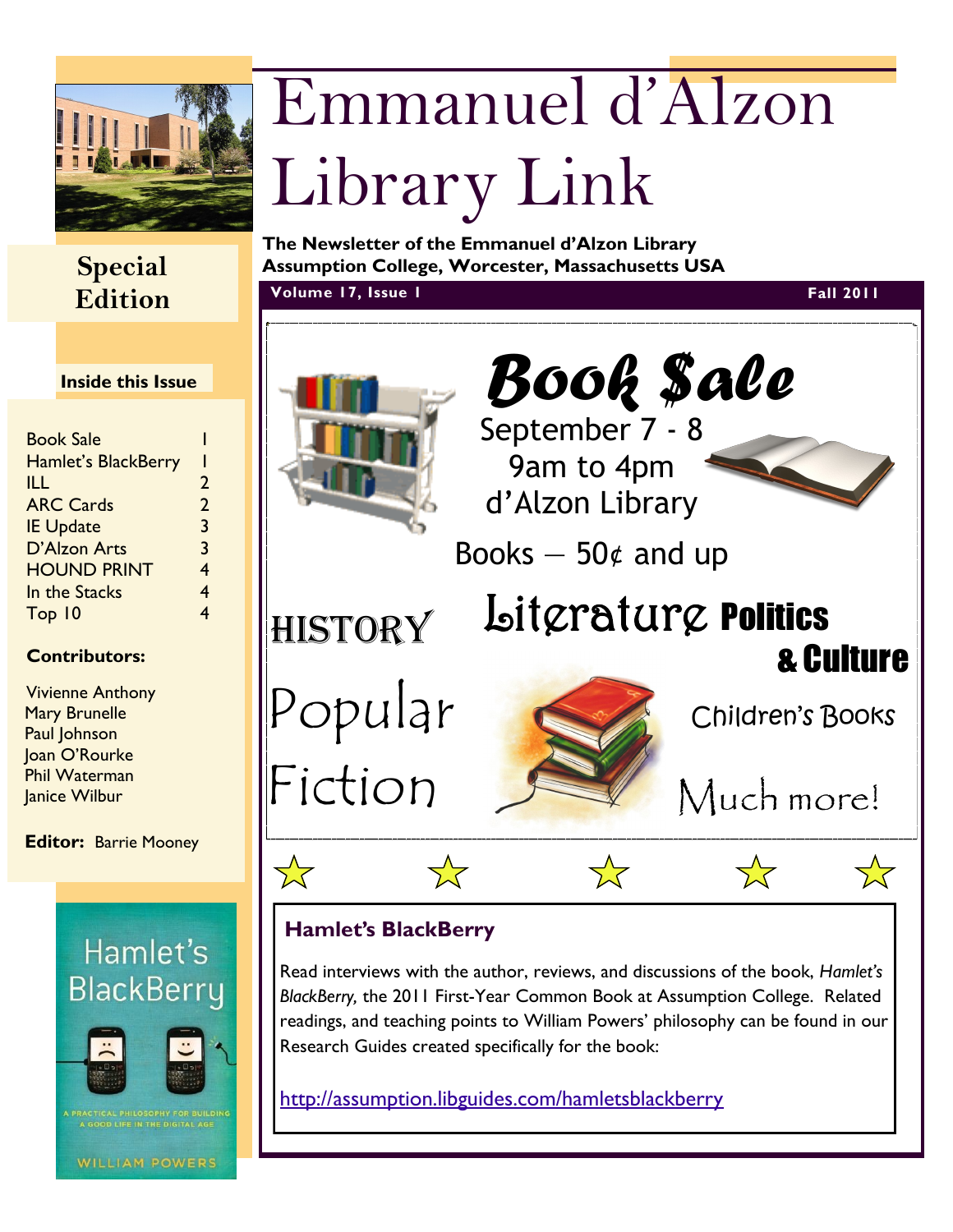# Emmanuel d'Alzon Library Link

**The Newsletter of the Emmanuel d'Alzon Library**
**Assumption College, Worcester, Massachusetts USA**

**Volume 17, Issue 1** | **Fall 2011**

## Special Edition

### Inside this Issue

| | |
|---|---|
| Book Sale | 1 |
| Hamlet's BlackBerry | 1 |
| ILL | 2 |
| ARC Cards | 2 |
| IE Update | 3 |
| D'Alzon Arts | 3 |
| HOUND PRINT | 4 |
| In the Stacks | 4 |
| Top 10 | 4 |

**Contributors:**

Vivienne Anthony
Mary Brunelle
Paul Johnson
Joan O'Rourke
Phil Waterman
Janice Wilbur

**Editor:** Barrie Mooney

Hamlet's BlackBerry

A PRACTICAL PHILOSOPHY FOR BUILDING A GOOD LIFE IN THE DIGITAL AGE

WILLIAM POWERS

## Book $ale

September 7 - 8
9am to 4pm
d'Alzon Library

Books — 50¢ and up

HISTORY

Literature Politics & Culture

Popular Fiction

Children's Books

Much more!

### Hamlet's BlackBerry

Read interviews with the author, reviews, and discussions of the book, *Hamlet's BlackBerry,* the 2011 First-Year Common Book at Assumption College. Related readings, and teaching points to William Powers' philosophy can be found in our Research Guides created specifically for the book:

http://assumption.libguides.com/hamletsblackberry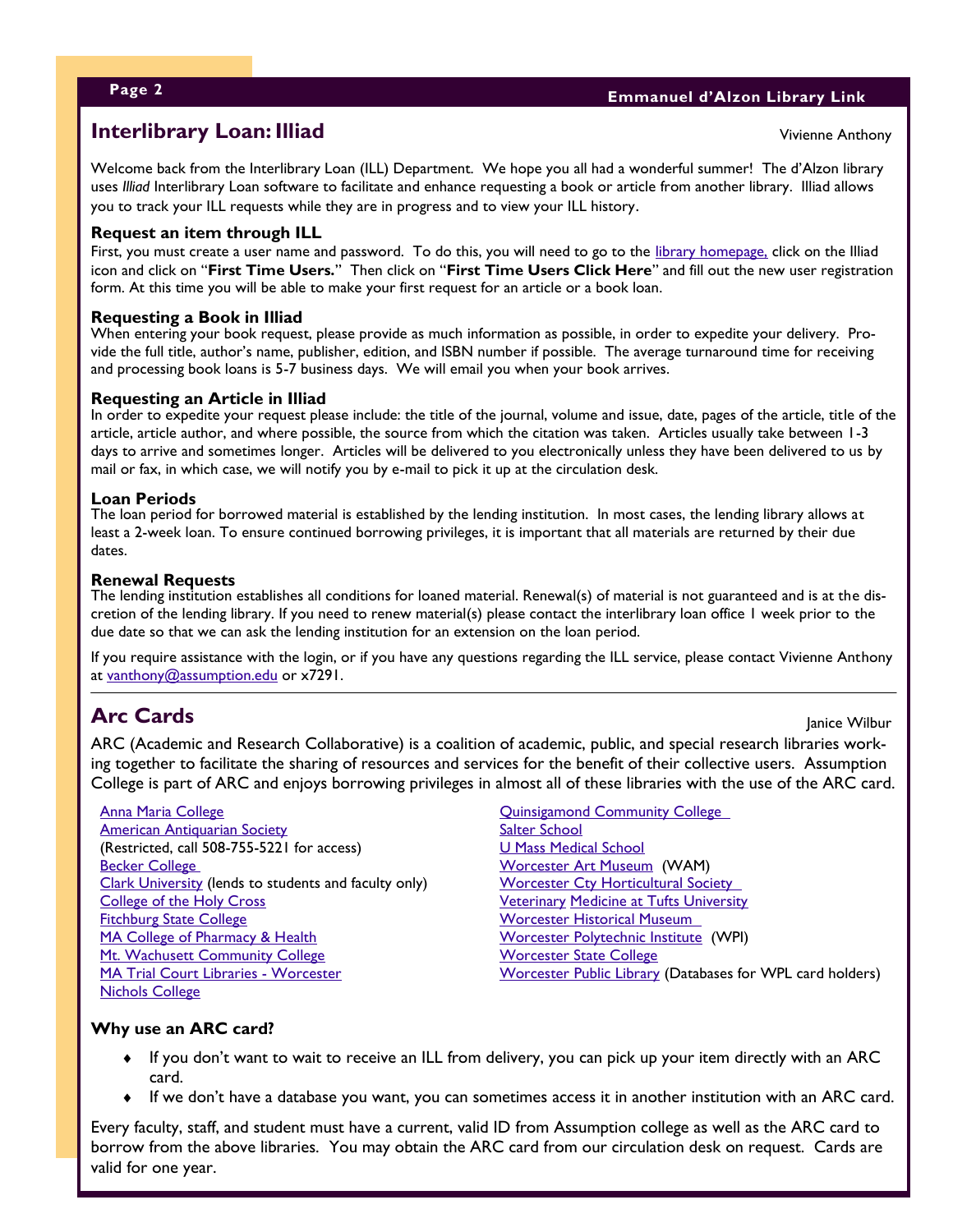## Interlibrary Loan: Illiad

Vivienne Anthony

Welcome back from the Interlibrary Loan (ILL) Department. We hope you all had a wonderful summer! The d'Alzon library uses *Illiad* Interlibrary Loan software to facilitate and enhance requesting a book or article from another library. Illiad allows you to track your ILL requests while they are in progress and to view your ILL history.

### Request an item through ILL

First, you must create a user name and password. To do this, you will need to go to the library homepage, click on the Illiad icon and click on "**First Time Users.**" Then click on "**First Time Users Click Here**" and fill out the new user registration form. At this time you will be able to make your first request for an article or a book loan.

### Requesting a Book in Illiad

When entering your book request, please provide as much information as possible, in order to expedite your delivery. Provide the full title, author's name, publisher, edition, and ISBN number if possible. The average turnaround time for receiving and processing book loans is 5-7 business days. We will email you when your book arrives.

### Requesting an Article in Illiad

In order to expedite your request please include: the title of the journal, volume and issue, date, pages of the article, title of the article, article author, and where possible, the source from which the citation was taken. Articles usually take between 1-3 days to arrive and sometimes longer. Articles will be delivered to you electronically unless they have been delivered to us by mail or fax, in which case, we will notify you by e-mail to pick it up at the circulation desk.

### Loan Periods

The loan period for borrowed material is established by the lending institution. In most cases, the lending library allows at least a 2-week loan. To ensure continued borrowing privileges, it is important that all materials are returned by their due dates.

### Renewal Requests

The lending institution establishes all conditions for loaned material. Renewal(s) of material is not guaranteed and is at the discretion of the lending library. If you need to renew material(s) please contact the interlibrary loan office 1 week prior to the due date so that we can ask the lending institution for an extension on the loan period.

If you require assistance with the login, or if you have any questions regarding the ILL service, please contact Vivienne Anthony at vanthony@assumption.edu or x7291.

---

## Arc Cards

Janice Wilbur

ARC (Academic and Research Collaborative) is a coalition of academic, public, and special research libraries working together to facilitate the sharing of resources and services for the benefit of their collective users. Assumption College is part of ARC and enjoys borrowing privileges in almost all of these libraries with the use of the ARC card.

- Anna Maria College
- American Antiquarian Society (Restricted, call 508-755-5221 for access)
- Becker College
- Clark University (lends to students and faculty only)
- College of the Holy Cross
- Fitchburg State College
- MA College of Pharmacy & Health
- Mt. Wachusett Community College
- MA Trial Court Libraries - Worcester
- Nichols College
- Quinsigamond Community College
- Salter School
- U Mass Medical School
- Worcester Art Museum (WAM)
- Worcester Cty Horticultural Society
- Veterinary Medicine at Tufts University
- Worcester Historical Museum
- Worcester Polytechnic Institute (WPI)
- Worcester State College
- Worcester Public Library (Databases for WPL card holders)

### Why use an ARC card?

- If you don't want to wait to receive an ILL from delivery, you can pick up your item directly with an ARC card.
- If we don't have a database you want, you can sometimes access it in another institution with an ARC card.

Every faculty, staff, and student must have a current, valid ID from Assumption college as well as the ARC card to borrow from the above libraries. You may obtain the ARC card from our circulation desk on request. Cards are valid for one year.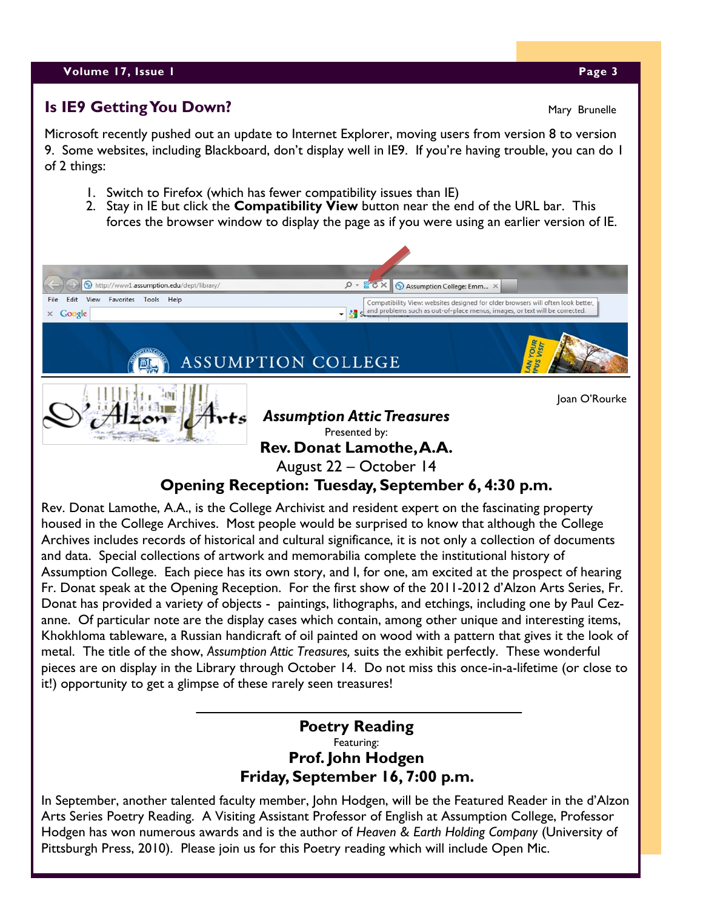## Is IE9 Getting You Down?

Mary Brunelle

Microsoft recently pushed out an update to Internet Explorer, moving users from version 8 to version 9. Some websites, including Blackboard, don't display well in IE9. If you're having trouble, you can do 1 of 2 things:

1. Switch to Firefox (which has fewer compatibility issues than IE)
2. Stay in IE but click the **Compatibility View** button near the end of the URL bar. This forces the browser window to display the page as if you were using an earlier version of IE.

Joan O'Rourke

## *Assumption Attic Treasures*

Presented by:

**Rev. Donat Lamothe, A.A.**

August 22 – October 14

**Opening Reception: Tuesday, September 6, 4:30 p.m.**

Rev. Donat Lamothe, A.A., is the College Archivist and resident expert on the fascinating property housed in the College Archives. Most people would be surprised to know that although the College Archives includes records of historical and cultural significance, it is not only a collection of documents and data. Special collections of artwork and memorabilia complete the institutional history of Assumption College. Each piece has its own story, and I, for one, am excited at the prospect of hearing Fr. Donat speak at the Opening Reception. For the first show of the 2011-2012 d'Alzon Arts Series, Fr. Donat has provided a variety of objects - paintings, lithographs, and etchings, including one by Paul Cezanne. Of particular note are the display cases which contain, among other unique and interesting items, Khokhloma tableware, a Russian handicraft of oil painted on wood with a pattern that gives it the look of metal. The title of the show, *Assumption Attic Treasures,* suits the exhibit perfectly. These wonderful pieces are on display in the Library through October 14. Do not miss this once-in-a-lifetime (or close to it!) opportunity to get a glimpse of these rarely seen treasures!

---

## Poetry Reading

Featuring:

**Prof. John Hodgen**

**Friday, September 16, 7:00 p.m.**

In September, another talented faculty member, John Hodgen, will be the Featured Reader in the d'Alzon Arts Series Poetry Reading. A Visiting Assistant Professor of English at Assumption College, Professor Hodgen has won numerous awards and is the author of *Heaven & Earth Holding Company* (University of Pittsburgh Press, 2010). Please join us for this Poetry reading which will include Open Mic.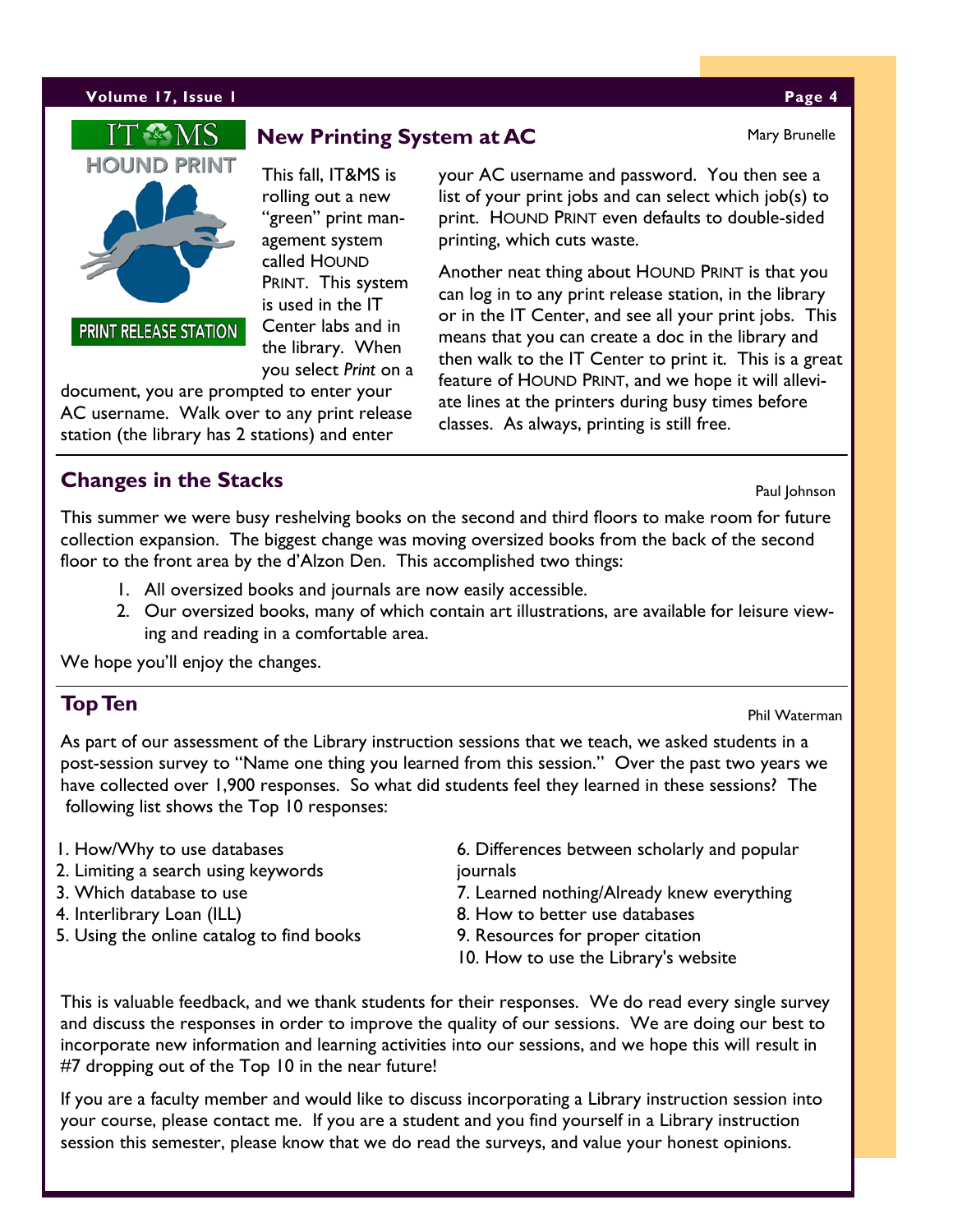## New Printing System at AC

Mary Brunelle

This fall, IT&MS is rolling out a new "green" print management system called HOUND PRINT. This system is used in the IT Center labs and in the library. When you select *Print* on a document, you are prompted to enter your AC username. Walk over to any print release station (the library has 2 stations) and enter your AC username and password. You then see a list of your print jobs and can select which job(s) to print. HOUND PRINT even defaults to double-sided printing, which cuts waste.

Another neat thing about HOUND PRINT is that you can log in to any print release station, in the library or in the IT Center, and see all your print jobs. This means that you can create a doc in the library and then walk to the IT Center to print it. This is a great feature of HOUND PRINT, and we hope it will alleviate lines at the printers during busy times before classes. As always, printing is still free.

## Changes in the Stacks

Paul Johnson

This summer we were busy reshelving books on the second and third floors to make room for future collection expansion. The biggest change was moving oversized books from the back of the second floor to the front area by the d'Alzon Den. This accomplished two things:

1. All oversized books and journals are now easily accessible.
2. Our oversized books, many of which contain art illustrations, are available for leisure viewing and reading in a comfortable area.

We hope you'll enjoy the changes.

## Top Ten

Phil Waterman

As part of our assessment of the Library instruction sessions that we teach, we asked students in a post-session survey to "Name one thing you learned from this session." Over the past two years we have collected over 1,900 responses. So what did students feel they learned in these sessions? The following list shows the Top 10 responses:

1. How/Why to use databases
2. Limiting a search using keywords
3. Which database to use
4. Interlibrary Loan (ILL)
5. Using the online catalog to find books
6. Differences between scholarly and popular journals
7. Learned nothing/Already knew everything
8. How to better use databases
9. Resources for proper citation
10. How to use the Library's website

This is valuable feedback, and we thank students for their responses. We do read every single survey and discuss the responses in order to improve the quality of our sessions. We are doing our best to incorporate new information and learning activities into our sessions, and we hope this will result in #7 dropping out of the Top 10 in the near future!

If you are a faculty member and would like to discuss incorporating a Library instruction session into your course, please contact me. If you are a student and you find yourself in a Library instruction session this semester, please know that we do read the surveys, and value your honest opinions.